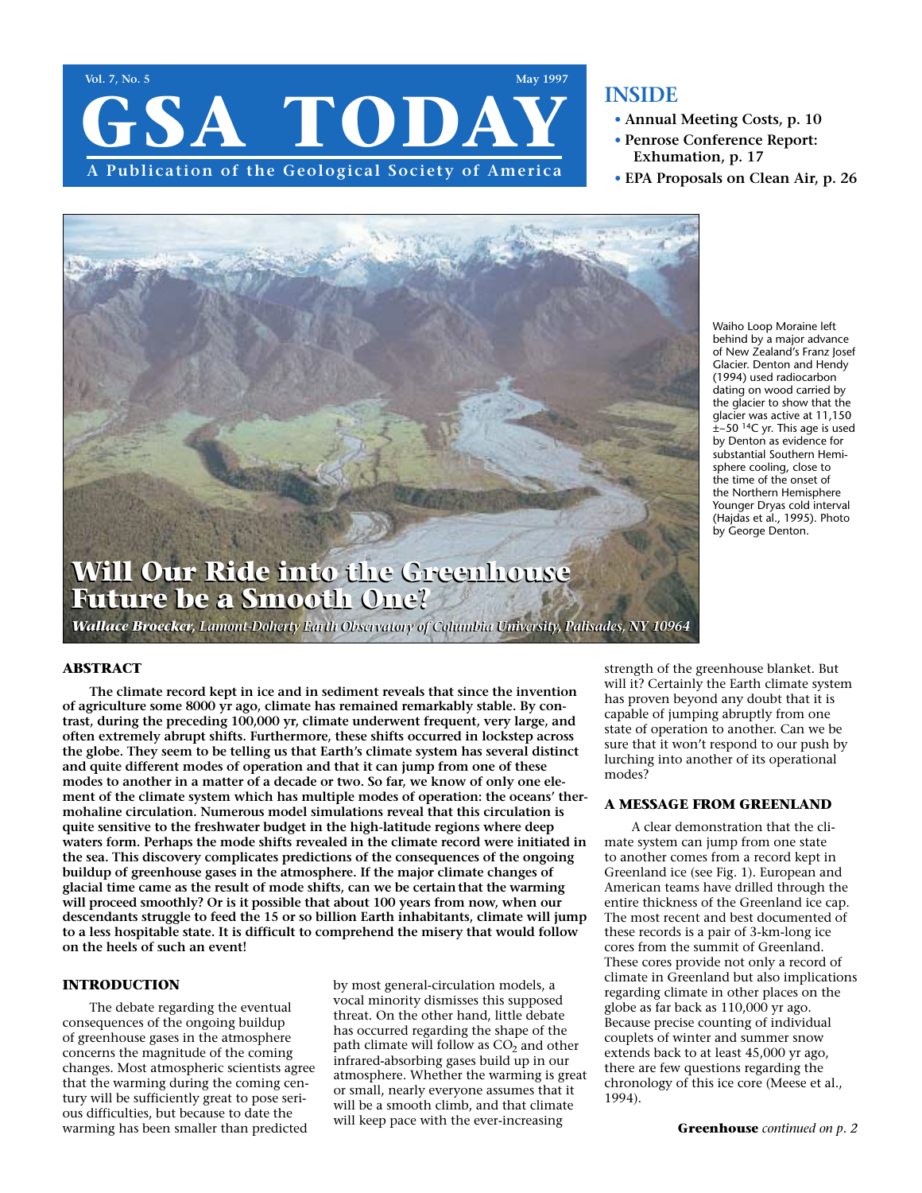# Will Our Ride into the Greenhouse Future be a Smooth One?

***Wallace Broecker**, Lamont-Doherty Earth Observatory of Columbia University, Palisades, NY 10964*

Waiho Loop Moraine left behind by a major advance of New Zealand's Franz Josef Glacier. Denton and Hendy (1994) used radiocarbon dating on wood carried by the glacier to show that the glacier was active at 11,150 ±~50 $^{14}C$ yr. This age is used by Denton as evidence for substantial Southern Hemisphere cooling, close to the time of the onset of the Northern Hemisphere Younger Dryas cold interval (Hajdas et al., 1995). Photo by George Denton.

## ABSTRACT

**The climate record kept in ice and in sediment reveals that since the invention of agriculture some 8000 yr ago, climate has remained remarkably stable. By contrast, during the preceding 100,000 yr, climate underwent frequent, very large, and often extremely abrupt shifts. Furthermore, these shifts occurred in lockstep across the globe. They seem to be telling us that Earth's climate system has several distinct and quite different modes of operation and that it can jump from one of these modes to another in a matter of a decade or two. So far, we know of only one element of the climate system which has multiple modes of operation: the oceans' thermohaline circulation. Numerous model simulations reveal that this circulation is quite sensitive to the freshwater budget in the high-latitude regions where deep waters form. Perhaps the mode shifts revealed in the climate record were initiated in the sea. This discovery complicates predictions of the consequences of the ongoing buildup of greenhouse gases in the atmosphere. If the major climate changes of glacial time came as the result of mode shifts, can we be certain that the warming will proceed smoothly? Or is it possible that about 100 years from now, when our descendants struggle to feed the 15 or so billion Earth inhabitants, climate will jump to a less hospitable state. It is difficult to comprehend the misery that would follow on the heels of such an event!**

## INTRODUCTION

The debate regarding the eventual consequences of the ongoing buildup of greenhouse gases in the atmosphere concerns the magnitude of the coming changes. Most atmospheric scientists agree that the warming during the coming century will be sufficiently great to pose serious difficulties, but because to date the warming has been smaller than predicted by most general-circulation models, a vocal minority dismisses this supposed threat. On the other hand, little debate has occurred regarding the shape of the path climate will follow as $CO_2$ and other infrared-absorbing gases build up in our atmosphere. Whether the warming is great or small, nearly everyone assumes that it will be a smooth climb, and that climate will keep pace with the ever-increasing strength of the greenhouse blanket. But will it? Certainly the Earth climate system has proven beyond any doubt that it is capable of jumping abruptly from one state of operation to another. Can we be sure that it won't respond to our push by lurching into another of its operational modes?

## A MESSAGE FROM GREENLAND

A clear demonstration that the climate system can jump from one state to another comes from a record kept in Greenland ice (see Fig. 1). European and American teams have drilled through the entire thickness of the Greenland ice cap. The most recent and best documented of these records is a pair of 3-km-long ice cores from the summit of Greenland. These cores provide not only a record of climate in Greenland but also implications regarding climate in other places on the globe as far back as 110,000 yr ago. Because precise counting of individual couplets of winter and summer snow extends back to at least 45,000 yr ago, there are few questions regarding the chronology of this ice core (Meese et al., 1994).

**Greenhouse** *continued on p. 2*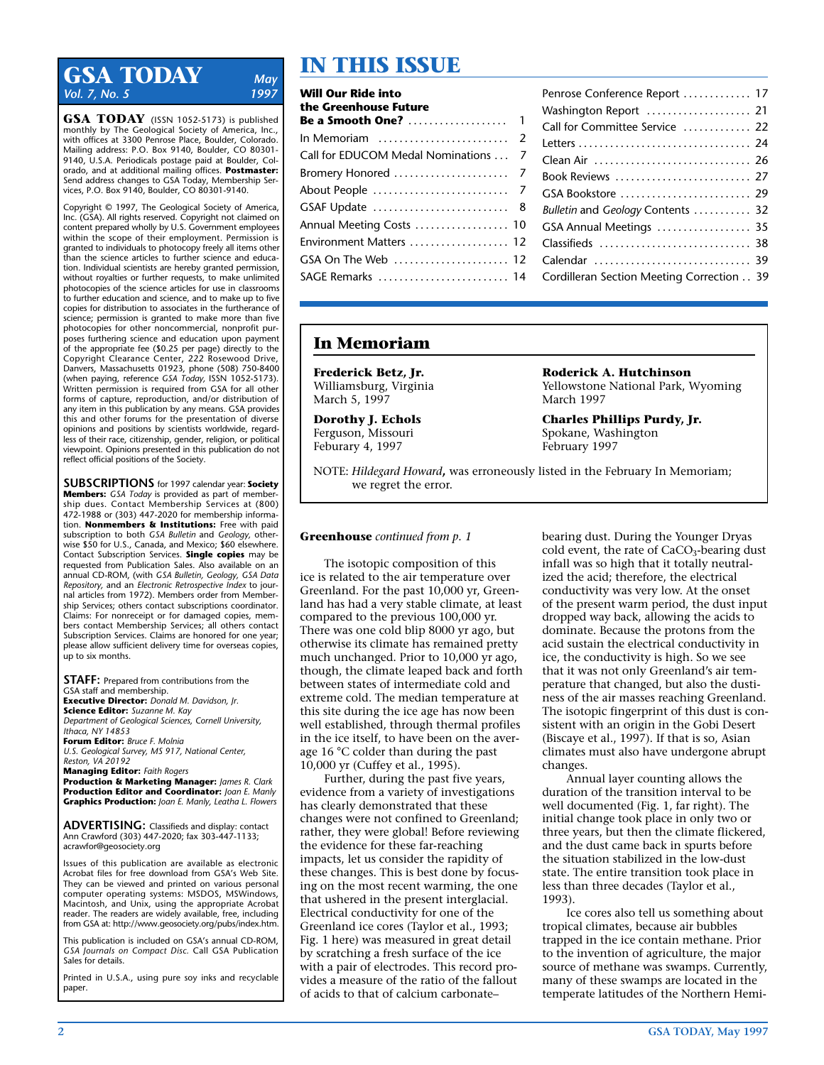# GSA TODAY

*May 1997*
*Vol. 7, No. 5*

**GSA TODAY** (ISSN 1052-5173) is published monthly by The Geological Society of America, Inc., with offices at 3300 Penrose Place, Boulder, Colorado. Mailing address: P.O. Box 9140, Boulder, CO 80301-9140, U.S.A. Periodicals postage paid at Boulder, Colorado, and at additional mailing offices. **Postmaster:** Send address changes to GSA Today, Membership Services, P.O. Box 9140, Boulder, CO 80301-9140.

Copyright © 1997, The Geological Society of America, Inc. (GSA). All rights reserved. Copyright not claimed on content prepared wholly by U.S. Government employees within the scope of their employment. Permission is granted to individuals to photocopy freely all items other than the science articles to further science and education. Individual scientists are hereby granted permission, without royalties or further requests, to make unlimited photocopies of the science articles for use in classrooms to further education and science, and to make up to five copies for distribution to associates in the furtherance of science; permission is granted to make more than five photocopies for other noncommercial, nonprofit purposes furthering science and education upon payment of the appropriate fee ($0.25 per page) directly to the Copyright Clearance Center, 222 Rosewood Drive, Danvers, Massachusetts 01923, phone (508) 750-8400 (when paying, reference *GSA Today*, ISSN 1052-5173). Written permission is required from GSA for all other forms of capture, reproduction, and/or distribution of any item in this publication by any means. GSA provides this and other forums for the presentation of diverse opinions and positions by scientists worldwide, regardless of their race, citizenship, gender, religion, or political viewpoint. Opinions presented in this publication do not reflect official positions of the Society.

**SUBSCRIPTIONS** for 1997 calendar year: **Society Members:** *GSA Today* is provided as part of membership dues. Contact Membership Services at (800) 472-1988 or (303) 447-2020 for membership information. **Nonmembers & Institutions:** Free with paid subscription to both *GSA Bulletin* and *Geology*, otherwise $50 for U.S., Canada, and Mexico; $60 elsewhere. Contact Subscription Services. **Single copies** may be requested from Publication Sales. Also available on an annual CD-ROM, (with *GSA Bulletin*, *Geology*, *GSA Data Repository*, and an *Electronic Retrospective Index* to journal articles from 1972). Members order from Membership Services; others contact subscriptions coordinator. Claims: For nonreceipt or for damaged copies, members contact Membership Services; all others contact Subscription Services. Claims are honored for one year; please allow sufficient delivery time for overseas copies, up to six months.

**STAFF:** Prepared from contributions from the GSA staff and membership.
**Executive Director:** *Donald M. Davidson, Jr.*
**Science Editor:** *Suzanne M. Kay*
*Department of Geological Sciences, Cornell University, Ithaca, NY 14853*
**Forum Editor:** *Bruce F. Molnia*
*U.S. Geological Survey, MS 917, National Center, Reston, VA 20192*
**Managing Editor:** *Faith Rogers*
**Production & Marketing Manager:** *James R. Clark*
**Production Editor and Coordinator:** *Joan E. Manly*
**Graphics Production:** *Joan E. Manly, Leatha L. Flowers*

**ADVERTISING:** Classifieds and display: contact Ann Crawford (303) 447-2020; fax 303-447-1133; acrawfor@geosociety.org

Issues of this publication are available as electronic Acrobat files for free download from GSA's Web Site. They can be viewed and printed on various personal computer operating systems: MSDOS, MSWindows, Macintosh, and Unix, using the appropriate Acrobat reader. The readers are widely available, free, including from GSA at: http://www.geosociety.org/pubs/index.htm.

This publication is included on GSA's annual CD-ROM, *GSA Journals on Compact Disc.* Call GSA Publication Sales for details.

Printed in U.S.A., using pure soy inks and recyclable paper.

# IN THIS ISSUE

**Will Our Ride into the Greenhouse Future Be a Smooth One?** ........ 1
In Memoriam ........ 2
Call for EDUCOM Medal Nominations ........ 7
Bromery Honored ........ 7
About People ........ 7
GSAF Update ........ 8
Annual Meeting Costs ........ 10
Environment Matters ........ 12
GSA On The Web ........ 12
SAGE Remarks ........ 14
Penrose Conference Report ........ 17
Washington Report ........ 21
Call for Committee Service ........ 22
Letters ........ 24
Clean Air ........ 26
Book Reviews ........ 27
GSA Bookstore ........ 29
*Bulletin* and *Geology* Contents ........ 32
GSA Annual Meetings ........ 35
Classifieds ........ 38
Calendar ........ 39
Cordilleran Section Meeting Correction ........ 39

## In Memoriam

**Frederick Betz, Jr.**
Williamsburg, Virginia
March 5, 1997

**Dorothy J. Echols**
Ferguson, Missouri
Feburary 4, 1997

**Roderick A. Hutchinson**
Yellowstone National Park, Wyoming
March 1997

**Charles Phillips Purdy, Jr.**
Spokane, Washington
February 1997

NOTE: *Hildegard Howard***,** was erroneously listed in the February In Memoriam; we regret the error.

**Greenhouse** *continued from p. 1*

The isotopic composition of this ice is related to the air temperature over Greenland. For the past 10,000 yr, Greenland has had a very stable climate, at least compared to the previous 100,000 yr. There was one cold blip 8000 yr ago, but otherwise its climate has remained pretty much unchanged. Prior to 10,000 yr ago, though, the climate leaped back and forth between states of intermediate cold and extreme cold. The mean temperature at this site during the ice age has now been well established, through thermal profiles in the ice itself, to have been on the average 16 °C colder than during the past 10,000 yr (Cuffey et al., 1995).

Further, during the past five years, evidence from a variety of investigations has clearly demonstrated that these changes were not confined to Greenland; rather, they were global! Before reviewing the evidence for these far-reaching impacts, let us consider the rapidity of these changes. This is best done by focusing on the most recent warming, the one that ushered in the present interglacial. Electrical conductivity for one of the Greenland ice cores (Taylor et al., 1993; Fig. 1 here) was measured in great detail by scratching a fresh surface of the ice with a pair of electrodes. This record provides a measure of the ratio of the fallout of acids to that of calcium carbonate–bearing dust. During the Younger Dryas cold event, the rate of $CaCO_3$-bearing dust infall was so high that it totally neutralized the acid; therefore, the electrical conductivity was very low. At the onset of the present warm period, the dust input dropped way back, allowing the acids to dominate. Because the protons from the acid sustain the electrical conductivity in ice, the conductivity is high. So we see that it was not only Greenland's air temperature that changed, but also the dustiness of the air masses reaching Greenland. The isotopic fingerprint of this dust is consistent with an origin in the Gobi Desert (Biscaye et al., 1997). If that is so, Asian climates must also have undergone abrupt changes.

Annual layer counting allows the duration of the transition interval to be well documented (Fig. 1, far right). The initial change took place in only two or three years, but then the climate flickered, and the dust came back in spurts before the situation stabilized in the low-dust state. The entire transition took place in less than three decades (Taylor et al., 1993).

Ice cores also tell us something about tropical climates, because air bubbles trapped in the ice contain methane. Prior to the invention of agriculture, the major source of methane was swamps. Currently, many of these swamps are located in the temperate latitudes of the Northern Hemi-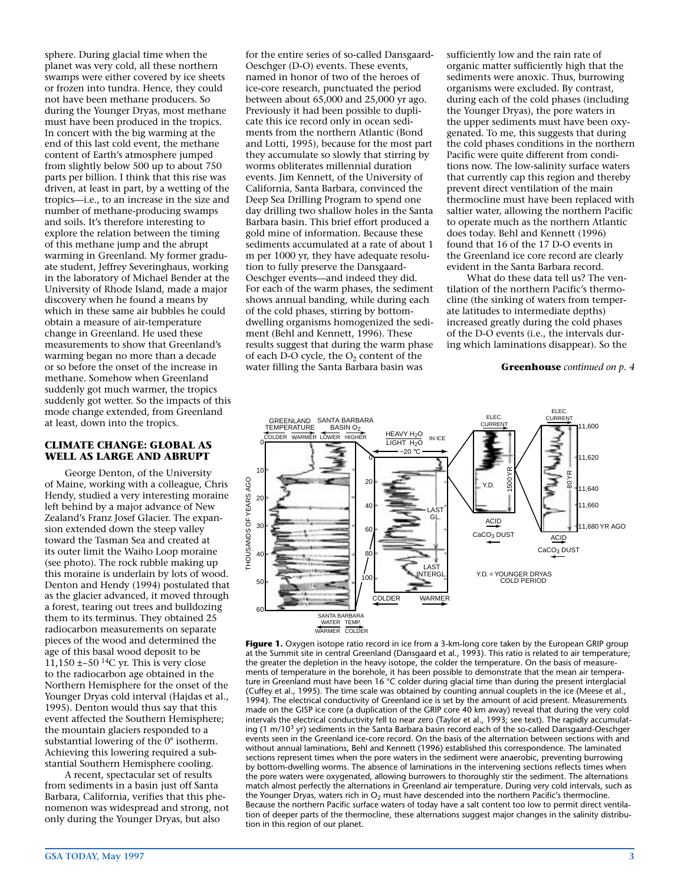sphere. During glacial time when the planet was very cold, all these northern swamps were either covered by ice sheets or frozen into tundra. Hence, they could not have been methane producers. So during the Younger Dryas, most methane must have been produced in the tropics. In concert with the big warming at the end of this last cold event, the methane content of Earth's atmosphere jumped from slightly below 500 up to about 750 parts per billion. I think that this rise was driven, at least in part, by a wetting of the tropics—i.e., to an increase in the size and number of methane-producing swamps and soils. It's therefore interesting to explore the relation between the timing of this methane jump and the abrupt warming in Greenland. My former graduate student, Jeffrey Severinghaus, working in the laboratory of Michael Bender at the University of Rhode Island, made a major discovery when he found a means by which in these same air bubbles he could obtain a measure of air-temperature change in Greenland. He used these measurements to show that Greenland's warming began no more than a decade or so before the onset of the increase in methane. Somehow when Greenland suddenly got much warmer, the tropics suddenly got wetter. So the impacts of this mode change extended, from Greenland at least, down into the tropics.

## CLIMATE CHANGE: GLOBAL AS WELL AS LARGE AND ABRUPT

George Denton, of the University of Maine, working with a colleague, Chris Hendy, studied a very interesting moraine left behind by a major advance of New Zealand's Franz Josef Glacier. The expansion extended down the steep valley toward the Tasman Sea and created at its outer limit the Waiho Loop moraine (see photo). The rock rubble making up this moraine is underlain by lots of wood. Denton and Hendy (1994) postulated that as the glacier advanced, it moved through a forest, tearing out trees and bulldozing them to its terminus. They obtained 25 radiocarbon measurements on separate pieces of the wood and determined the age of this basal wood deposit to be 11,150 ±~50 $^{14}$C yr. This is very close to the radiocarbon age obtained in the Northern Hemisphere for the onset of the Younger Dryas cold interval (Hajdas et al., 1995). Denton would thus say that this event affected the Southern Hemisphere; the mountain glaciers responded to a substantial lowering of the 0° isotherm. Achieving this lowering required a substantial Southern Hemisphere cooling.

A recent, spectacular set of results from sediments in a basin just off Santa Barbara, California, verifies that this phenomenon was widespread and strong, not only during the Younger Dryas, but also for the entire series of so-called Dansgaard-Oeschger (D-O) events. These events, named in honor of two of the heroes of ice-core research, punctuated the period between about 65,000 and 25,000 yr ago. Previously it had been possible to duplicate this ice record only in ocean sediments from the northern Atlantic (Bond and Lotti, 1995), because for the most part they accumulate so slowly that stirring by worms obliterates millennial duration events. Jim Kennett, of the University of California, Santa Barbara, convinced the Deep Sea Drilling Program to spend one day drilling two shallow holes in the Santa Barbara basin. This brief effort produced a gold mine of information. Because these sediments accumulated at a rate of about 1 m per 1000 yr, they have adequate resolution to fully preserve the Dansgaard-Oeschger events—and indeed they did. For each of the warm phases, the sediment shows annual banding, while during each of the cold phases, stirring by bottom-dwelling organisms homogenized the sediment (Behl and Kennett, 1996). These results suggest that during the warm phase of each D-O cycle, the $O_2$ content of the water filling the Santa Barbara basin was sufficiently low and the rain rate of organic matter sufficiently high that the sediments were anoxic. Thus, burrowing organisms were excluded. By contrast, during each of the cold phases (including the Younger Dryas), the pore waters in the upper sediments must have been oxygenated. To me, this suggests that during the cold phases conditions in the northern Pacific were quite different from conditions now. The low-salinity surface waters that currently cap this region and thereby prevent direct ventilation of the main thermocline must have been replaced with saltier water, allowing the northern Pacific to operate much as the northern Atlantic does today. Behl and Kennett (1996) found that 16 of the 17 D-O events in the Greenland ice core record are clearly evident in the Santa Barbara record.

What do these data tell us? The ventilation of the northern Pacific's thermocline (the sinking of waters from temperate latitudes to intermediate depths) increased greatly during the cold phases of the D-O events (i.e., the intervals during which laminations disappear). So the

**Greenhouse** *continued on p. 4*

**Figure 1.** Oxygen isotope ratio record in ice from a 3-km-long core taken by the European GRIP group at the Summit site in central Greenland (Dansgaard et al., 1993). This ratio is related to air temperature; the greater the depletion in the heavy isotope, the colder the temperature. On the basis of measurements of temperature in the borehole, it has been possible to demonstrate that the mean air temperature in Greenland must have been 16 °C colder during glacial time than during the present interglacial (Cuffey et al., 1995). The time scale was obtained by counting annual couplets in the ice (Meese et al., 1994). The electrical conductivity of Greenland ice is set by the amount of acid present. Measurements made on the GISP ice core (a duplication of the GRIP core 40 km away) reveal that during the very cold intervals the electrical conductivity fell to near zero (Taylor et al., 1993; see text). The rapidly accumulating (1 m/10$^3$ yr) sediments in the Santa Barbara basin record each of the so-called Dansgaard-Oeschger events seen in the Greenland ice-core record. On the basis of the alternation between sections with and without annual laminations, Behl and Kennett (1996) established this correspondence. The laminated sections represent times when the pore waters in the sediment were anaerobic, preventing burrowing by bottom-dwelling worms. The absence of laminations in the intervening sections reflects times when the pore waters were oxygenated, allowing burrowers to thoroughly stir the sediment. The alternations match almost perfectly the alternations in Greenland air temperature. During very cold intervals, such as the Younger Dryas, waters rich in $O_2$ must have descended into the northern Pacific's thermocline. Because the northern Pacific surface waters of today have a salt content too low to permit direct ventilation of deeper parts of the thermocline, these alternations suggest major changes in the salinity distribution in this region of our planet.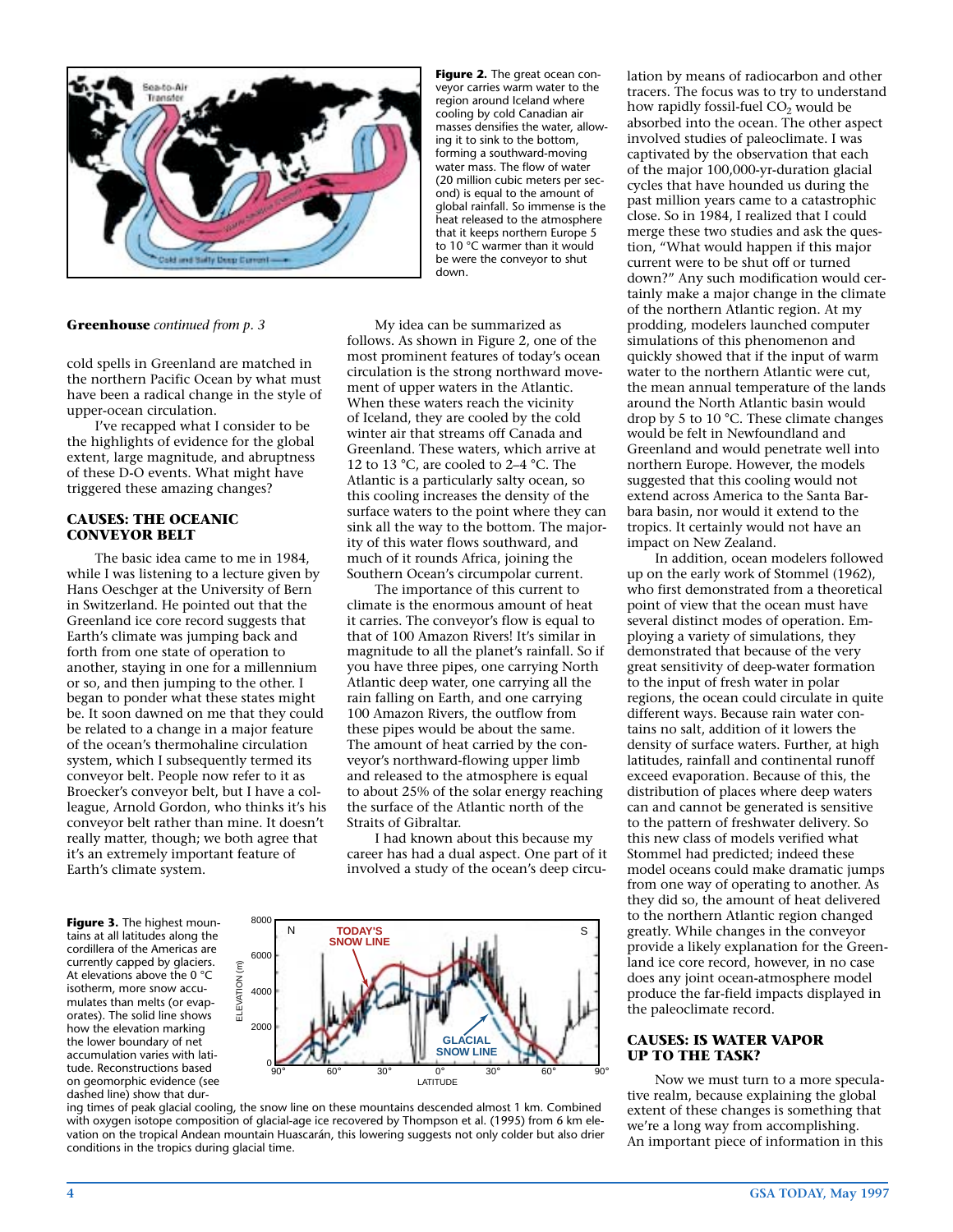**Figure 2.** The great ocean conveyor carries warm water to the region around Iceland where cooling by cold Canadian air masses densifies the water, allowing it to sink to the bottom, forming a southward-moving water mass. The flow of water (20 million cubic meters per second) is equal to the amount of global rainfall. So immense is the heat released to the atmosphere that it keeps northern Europe 5 to 10 °C warmer than it would be were the conveyor to shut down.

**Greenhouse** *continued from p. 3*

cold spells in Greenland are matched in the northern Pacific Ocean by what must have been a radical change in the style of upper-ocean circulation.

I've recapped what I consider to be the highlights of evidence for the global extent, large magnitude, and abruptness of these D-O events. What might have triggered these amazing changes?

## CAUSES: THE OCEANIC CONVEYOR BELT

The basic idea came to me in 1984, while I was listening to a lecture given by Hans Oeschger at the University of Bern in Switzerland. He pointed out that the Greenland ice core record suggests that Earth's climate was jumping back and forth from one state of operation to another, staying in one for a millennium or so, and then jumping to the other. I began to ponder what these states might be. It soon dawned on me that they could be related to a change in a major feature of the ocean's thermohaline circulation system, which I subsequently termed its conveyor belt. People now refer to it as Broecker's conveyor belt, but I have a colleague, Arnold Gordon, who thinks it's his conveyor belt rather than mine. It doesn't really matter, though; we both agree that it's an extremely important feature of Earth's climate system.

My idea can be summarized as follows. As shown in Figure 2, one of the most prominent features of today's ocean circulation is the strong northward movement of upper waters in the Atlantic. When these waters reach the vicinity of Iceland, they are cooled by the cold winter air that streams off Canada and Greenland. These waters, which arrive at 12 to 13 °C, are cooled to 2–4 °C. The Atlantic is a particularly salty ocean, so this cooling increases the density of the surface waters to the point where they can sink all the way to the bottom. The majority of this water flows southward, and much of it rounds Africa, joining the Southern Ocean's circumpolar current.

The importance of this current to climate is the enormous amount of heat it carries. The conveyor's flow is equal to that of 100 Amazon Rivers! It's similar in magnitude to all the planet's rainfall. So if you have three pipes, one carrying North Atlantic deep water, one carrying all the rain falling on Earth, and one carrying 100 Amazon Rivers, the outflow from these pipes would be about the same. The amount of heat carried by the conveyor's northward-flowing upper limb and released to the atmosphere is equal to about 25% of the solar energy reaching the surface of the Atlantic north of the Straits of Gibraltar.

I had known about this because my career has had a dual aspect. One part of it involved a study of the ocean's deep circulation by means of radiocarbon and other tracers. The focus was to try to understand how rapidly fossil-fuel $CO_2$ would be absorbed into the ocean. The other aspect involved studies of paleoclimate. I was captivated by the observation that each of the major 100,000-yr-duration glacial cycles that have hounded us during the past million years came to a catastrophic close. So in 1984, I realized that I could merge these two studies and ask the question, "What would happen if this major current were to be shut off or turned down?" Any such modification would certainly make a major change in the climate of the northern Atlantic region. At my prodding, modelers launched computer simulations of this phenomenon and quickly showed that if the input of warm water to the northern Atlantic were cut, the mean annual temperature of the lands around the North Atlantic basin would drop by 5 to 10 °C. These climate changes would be felt in Newfoundland and Greenland and would penetrate well into northern Europe. However, the models suggested that this cooling would not extend across America to the Santa Barbara basin, nor would it extend to the tropics. It certainly would not have an impact on New Zealand.

In addition, ocean modelers followed up on the early work of Stommel (1962), who first demonstrated from a theoretical point of view that the ocean must have several distinct modes of operation. Employing a variety of simulations, they demonstrated that because of the very great sensitivity of deep-water formation to the input of fresh water in polar regions, the ocean could circulate in quite different ways. Because rain water contains no salt, addition of it lowers the density of surface waters. Further, at high latitudes, rainfall and continental runoff exceed evaporation. Because of this, the distribution of places where deep waters can and cannot be generated is sensitive to the pattern of freshwater delivery. So this new class of models verified what Stommel had predicted; indeed these model oceans could make dramatic jumps from one way of operating to another. As they did so, the amount of heat delivered to the northern Atlantic region changed greatly. While changes in the conveyor provide a likely explanation for the Greenland ice core record, however, in no case does any joint ocean-atmosphere model produce the far-field impacts displayed in the paleoclimate record.

**Figure 3.** The highest mountains at all latitudes along the cordillera of the Americas are currently capped by glaciers. At elevations above the 0 °C isotherm, more snow accumulates than melts (or evaporates). The solid line shows how the elevation marking the lower boundary of net accumulation varies with latitude. Reconstructions based on geomorphic evidence (see dashed line) show that during times of peak glacial cooling, the snow line on these mountains descended almost 1 km. Combined with oxygen isotope composition of glacial-age ice recovered by Thompson et al. (1995) from 6 km elevation on the tropical Andean mountain Huascarán, this lowering suggests not only colder but also drier conditions in the tropics during glacial time.

## CAUSES: IS WATER VAPOR UP TO THE TASK?

Now we must turn to a more speculative realm, because explaining the global extent of these changes is something that we're a long way from accomplishing. An important piece of information in this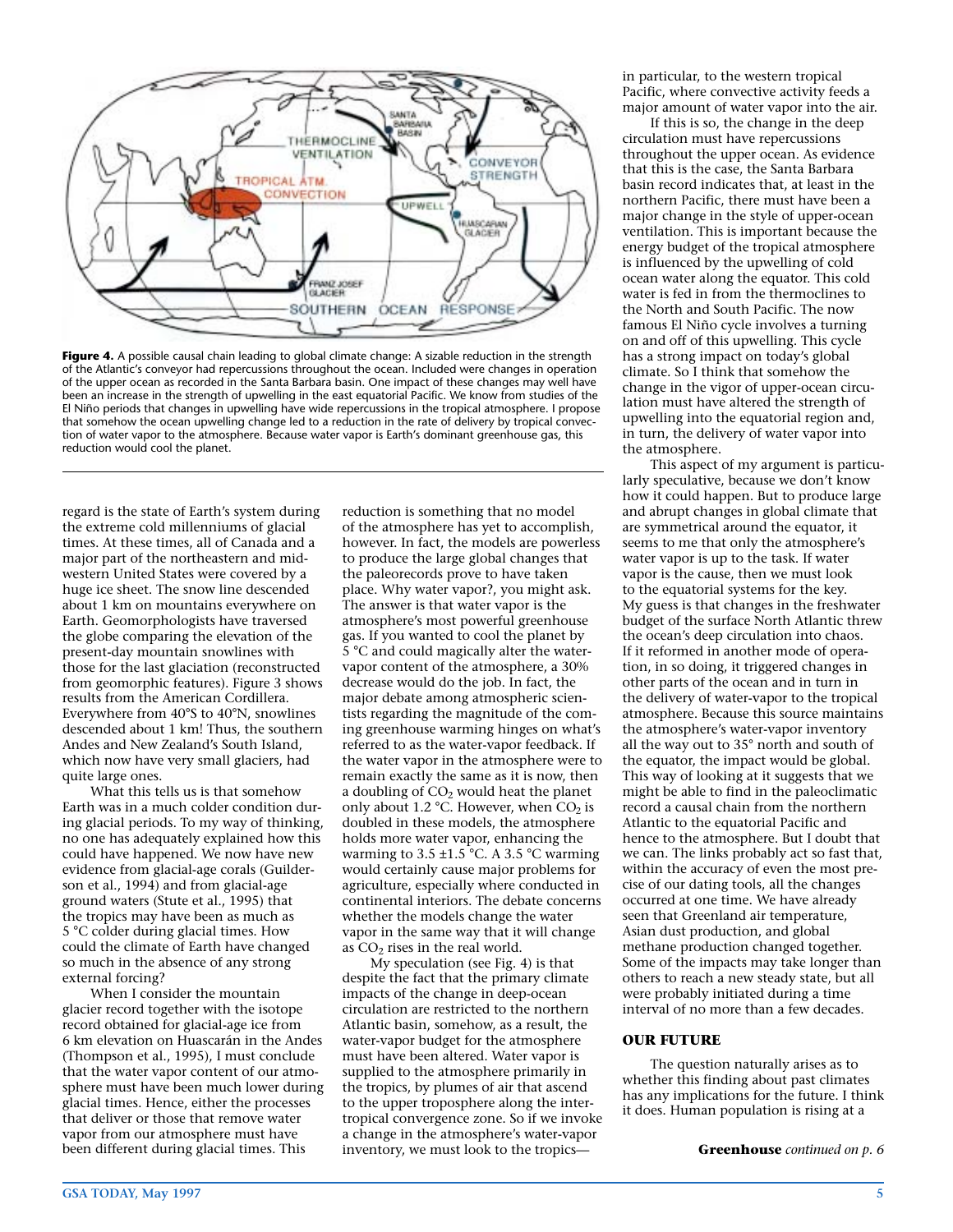**Figure 4.** A possible causal chain leading to global climate change: A sizable reduction in the strength of the Atlantic's conveyor had repercussions throughout the ocean. Included were changes in operation of the upper ocean as recorded in the Santa Barbara basin. One impact of these changes may well have been an increase in the strength of upwelling in the east equatorial Pacific. We know from studies of the El Niño periods that changes in upwelling have wide repercussions in the tropical atmosphere. I propose that somehow the ocean upwelling change led to a reduction in the rate of delivery by tropical convection of water vapor to the atmosphere. Because water vapor is Earth's dominant greenhouse gas, this reduction would cool the planet.

regard is the state of Earth's system during the extreme cold millenniums of glacial times. At these times, all of Canada and a major part of the northeastern and midwestern United States were covered by a huge ice sheet. The snow line descended about 1 km on mountains everywhere on Earth. Geomorphologists have traversed the globe comparing the elevation of the present-day mountain snowlines with those for the last glaciation (reconstructed from geomorphic features). Figure 3 shows results from the American Cordillera. Everywhere from 40°S to 40°N, snowlines descended about 1 km! Thus, the southern Andes and New Zealand's South Island, which now have very small glaciers, had quite large ones.

What this tells us is that somehow Earth was in a much colder condition during glacial periods. To my way of thinking, no one has adequately explained how this could have happened. We now have new evidence from glacial-age corals (Guilderson et al., 1994) and from glacial-age ground waters (Stute et al., 1995) that the tropics may have been as much as 5 °C colder during glacial times. How could the climate of Earth have changed so much in the absence of any strong external forcing?

When I consider the mountain glacier record together with the isotope record obtained for glacial-age ice from 6 km elevation on Huascarán in the Andes (Thompson et al., 1995), I must conclude that the water vapor content of our atmosphere must have been much lower during glacial times. Hence, either the processes that deliver or those that remove water vapor from our atmosphere must have been different during glacial times. This reduction is something that no model of the atmosphere has yet to accomplish, however. In fact, the models are powerless to produce the large global changes that the paleorecords prove to have taken place. Why water vapor?, you might ask. The answer is that water vapor is the atmosphere's most powerful greenhouse gas. If you wanted to cool the planet by 5 °C and could magically alter the water-vapor content of the atmosphere, a 30% decrease would do the job. In fact, the major debate among atmospheric scientists regarding the magnitude of the coming greenhouse warming hinges on what's referred to as the water-vapor feedback. If the water vapor in the atmosphere were to remain exactly the same as it is now, then a doubling of $CO_2$ would heat the planet only about 1.2 °C. However, when $CO_2$ is doubled in these models, the atmosphere holds more water vapor, enhancing the warming to 3.5 ±1.5 °C. A 3.5 °C warming would certainly cause major problems for agriculture, especially where conducted in continental interiors. The debate concerns whether the models change the water vapor in the same way that it will change as $CO_2$ rises in the real world.

My speculation (see Fig. 4) is that despite the fact that the primary climate impacts of the change in deep-ocean circulation are restricted to the northern Atlantic basin, somehow, as a result, the water-vapor budget for the atmosphere must have been altered. Water vapor is supplied to the atmosphere primarily in the tropics, by plumes of air that ascend to the upper troposphere along the intertropical convergence zone. So if we invoke a change in the atmosphere's water-vapor inventory, we must look to the tropics—in particular, to the western tropical Pacific, where convective activity feeds a major amount of water vapor into the air.

If this is so, the change in the deep circulation must have repercussions throughout the upper ocean. As evidence that this is the case, the Santa Barbara basin record indicates that, at least in the northern Pacific, there must have been a major change in the style of upper-ocean ventilation. This is important because the energy budget of the tropical atmosphere is influenced by the upwelling of cold ocean water along the equator. This cold water is fed in from the thermoclines to the North and South Pacific. The now famous El Niño cycle involves a turning on and off of this upwelling. This cycle has a strong impact on today's global climate. So I think that somehow the change in the vigor of upper-ocean circulation must have altered the strength of upwelling into the equatorial region and, in turn, the delivery of water vapor into the atmosphere.

This aspect of my argument is particularly speculative, because we don't know how it could happen. But to produce large and abrupt changes in global climate that are symmetrical around the equator, it seems to me that only the atmosphere's water vapor is up to the task. If water vapor is the cause, then we must look to the equatorial systems for the key. My guess is that changes in the freshwater budget of the surface North Atlantic threw the ocean's deep circulation into chaos. If it reformed in another mode of operation, in so doing, it triggered changes in other parts of the ocean and in turn in the delivery of water-vapor to the tropical atmosphere. Because this source maintains the atmosphere's water-vapor inventory all the way out to 35° north and south of the equator, the impact would be global. This way of looking at it suggests that we might be able to find in the paleoclimatic record a causal chain from the northern Atlantic to the equatorial Pacific and hence to the atmosphere. But I doubt that we can. The links probably act so fast that, within the accuracy of even the most precise of our dating tools, all the changes occurred at one time. We have already seen that Greenland air temperature, Asian dust production, and global methane production changed together. Some of the impacts may take longer than others to reach a new steady state, but all were probably initiated during a time interval of no more than a few decades.

## OUR FUTURE

The question naturally arises as to whether this finding about past climates has any implications for the future. I think it does. Human population is rising at a

**Greenhouse** *continued on p. 6*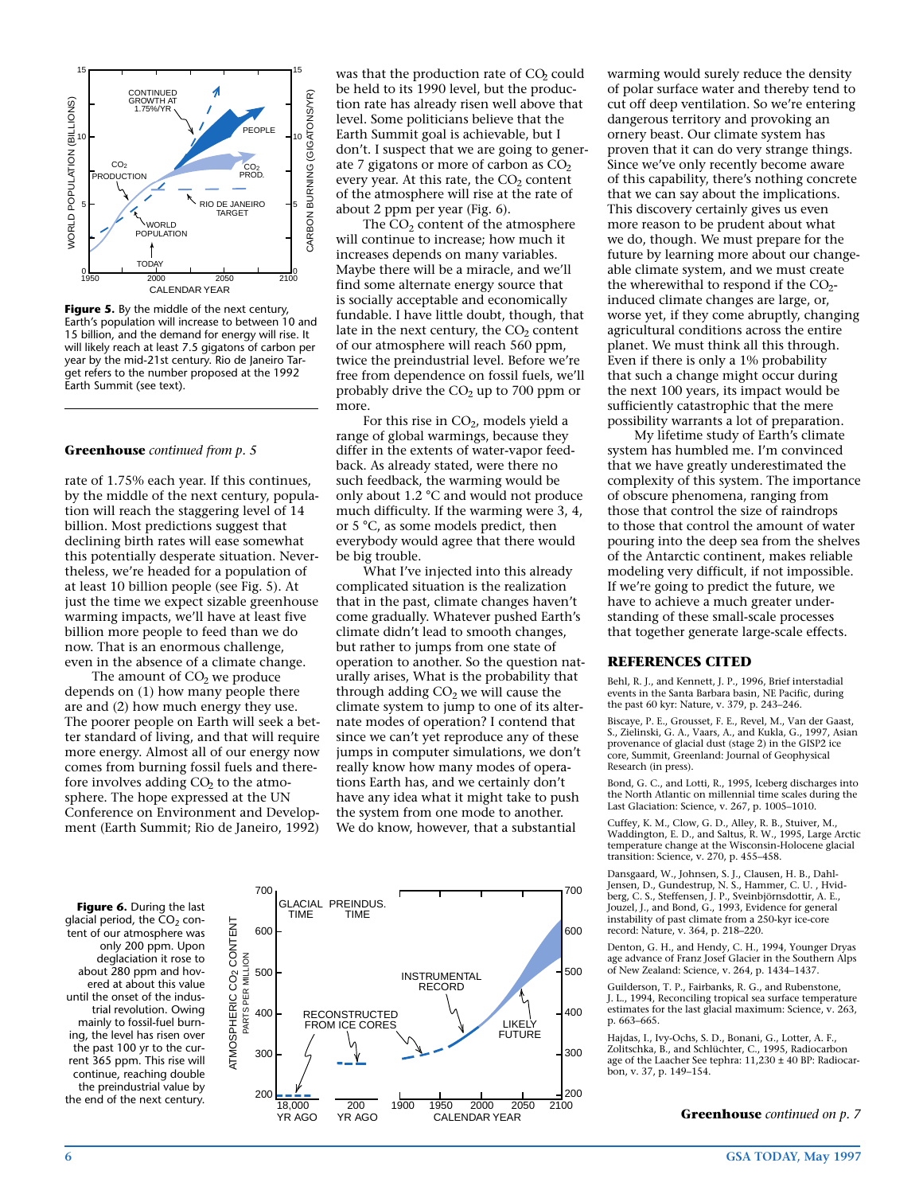**Figure 5.** By the middle of the next century, Earth's population will increase to between 10 and 15 billion, and the demand for energy will rise. It will likely reach at least 7.5 gigatons of carbon per year by the mid-21st century. Rio de Janeiro Target refers to the number proposed at the 1992 Earth Summit (see text).

**Greenhouse** *continued from p. 5*

rate of 1.75% each year. If this continues, by the middle of the next century, population will reach the staggering level of 14 billion. Most predictions suggest that declining birth rates will ease somewhat this potentially desperate situation. Nevertheless, we're headed for a population of at least 10 billion people (see Fig. 5). At just the time we expect sizable greenhouse warming impacts, we'll have at least five billion more people to feed than we do now. That is an enormous challenge, even in the absence of a climate change.

The amount of $CO_2$ we produce depends on (1) how many people there are and (2) how much energy they use. The poorer people on Earth will seek a better standard of living, and that will require more energy. Almost all of our energy now comes from burning fossil fuels and therefore involves adding $CO_2$ to the atmosphere. The hope expressed at the UN Conference on Environment and Development (Earth Summit; Rio de Janeiro, 1992) was that the production rate of $CO_2$ could be held to its 1990 level, but the production rate has already risen well above that level. Some politicians believe that the Earth Summit goal is achievable, but I don't. I suspect that we are going to generate 7 gigatons or more of carbon as $CO_2$ every year. At this rate, the $CO_2$ content of the atmosphere will rise at the rate of about 2 ppm per year (Fig. 6).

The $CO_2$ content of the atmosphere will continue to increase; how much it increases depends on many variables. Maybe there will be a miracle, and we'll find some alternate energy source that is socially acceptable and economically fundable. I have little doubt, though, that late in the next century, the $CO_2$ content of our atmosphere will reach 560 ppm, twice the preindustrial level. Before we're free from dependence on fossil fuels, we'll probably drive the $CO_2$ up to 700 ppm or more.

For this rise in $CO_2$, models yield a range of global warmings, because they differ in the extents of water-vapor feedback. As already stated, were there no such feedback, the warming would be only about 1.2 °C and would not produce much difficulty. If the warming were 3, 4, or 5 °C, as some models predict, then everybody would agree that there would be big trouble.

What I've injected into this already complicated situation is the realization that in the past, climate changes haven't come gradually. Whatever pushed Earth's climate didn't lead to smooth changes, but rather to jumps from one state of operation to another. So the question naturally arises, What is the probability that through adding $CO_2$ we will cause the climate system to jump to one of its alternate modes of operation? I contend that since we can't yet reproduce any of these jumps in computer simulations, we don't really know how many modes of operations Earth has, and we certainly don't have any idea what it might take to push the system from one mode to another. We do know, however, that a substantial warming would surely reduce the density of polar surface water and thereby tend to cut off deep ventilation. So we're entering dangerous territory and provoking an ornery beast. Our climate system has proven that it can do very strange things. Since we've only recently become aware of this capability, there's nothing concrete that we can say about the implications. This discovery certainly gives us even more reason to be prudent about what we do, though. We must prepare for the future by learning more about our changeable climate system, and we must create the wherewithal to respond if the $CO_2$-induced climate changes are large, or, worse yet, if they come abruptly, changing agricultural conditions across the entire planet. We must think all this through. Even if there is only a 1% probability that such a change might occur during the next 100 years, its impact would be sufficiently catastrophic that the mere possibility warrants a lot of preparation.

My lifetime study of Earth's climate system has humbled me. I'm convinced that we have greatly underestimated the complexity of this system. The importance of obscure phenomena, ranging from those that control the size of raindrops to those that control the amount of water pouring into the deep sea from the shelves of the Antarctic continent, makes reliable modeling very difficult, if not impossible. If we're going to predict the future, we have to achieve a much greater understanding of these small-scale processes that together generate large-scale effects.

**Figure 6.** During the last glacial period, the $CO_2$ content of our atmosphere was only 200 ppm. Upon deglaciation it rose to about 280 ppm and hovered at about this value until the onset of the industrial revolution. Owing mainly to fossil-fuel burning, the level has risen over the past 100 yr to the current 365 ppm. This rise will continue, reaching double the preindustrial value by the end of the next century.

## REFERENCES CITED

Behl, R. J., and Kennett, J. P., 1996, Brief interstadial events in the Santa Barbara basin, NE Pacific, during the past 60 kyr: Nature, v. 379, p. 243–246.

Biscaye, P. E., Grousset, F. E., Revel, M., Van der Gaast, S., Zielinski, G. A., Vaars, A., and Kukla, G., 1997, Asian provenance of glacial dust (stage 2) in the GISP2 ice core, Summit, Greenland: Journal of Geophysical Research (in press).

Bond, G. C., and Lotti, R., 1995, Iceberg discharges into the North Atlantic on millennial time scales during the Last Glaciation: Science, v. 267, p. 1005–1010.

Cuffey, K. M., Clow, G. D., Alley, R. B., Stuiver, M., Waddington, E. D., and Saltus, R. W., 1995, Large Arctic temperature change at the Wisconsin-Holocene glacial transition: Science, v. 270, p. 455–458.

Dansgaard, W., Johnsen, S. J., Clausen, H. B., Dahl-Jensen, D., Gundestrup, N. S., Hammer, C. U. , Hvidberg, C. S., Steffensen, J. P., Sveinbjörnsdottir, A. E., Jouzel, J., and Bond, G., 1993, Evidence for general instability of past climate from a 250-kyr ice-core record: Nature, v. 364, p. 218–220.

Denton, G. H., and Hendy, C. H., 1994, Younger Dryas age advance of Franz Josef Glacier in the Southern Alps of New Zealand: Science, v. 264, p. 1434–1437.

Guilderson, T. P., Fairbanks, R. G., and Rubenstone, J. L., 1994, Reconciling tropical sea surface temperature estimates for the last glacial maximum: Science, v. 263, p. 663–665.

Hajdas, I., Ivy-Ochs, S. D., Bonani, G., Lotter, A. F., Zolitschka, B., and Schlüchter, C., 1995, Radiocarbon age of the Laacher See tephra: 11,230 ± 40 BP: Radiocarbon, v. 37, p. 149–154.

**Greenhouse** *continued on p. 7*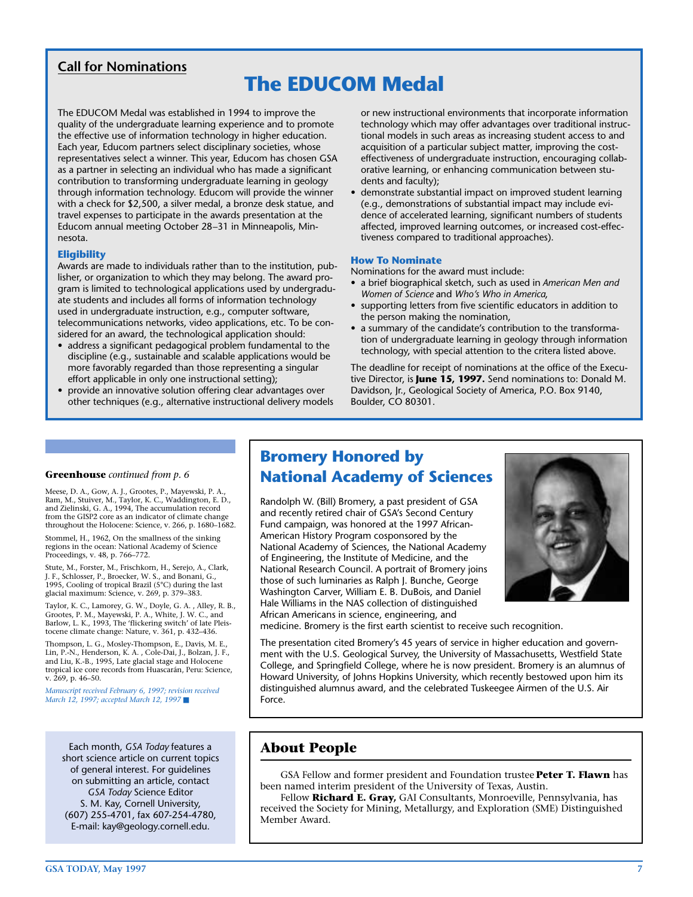## Call for Nominations

# The EDUCOM Medal

The EDUCOM Medal was established in 1994 to improve the quality of the undergraduate learning experience and to promote the effective use of information technology in higher education. Each year, Educom partners select disciplinary societies, whose representatives select a winner. This year, Educom has chosen GSA as a partner in selecting an individual who has made a significant contribution to transforming undergraduate learning in geology through information technology. Educom will provide the winner with a check for $2,500, a silver medal, a bronze desk statue, and travel expenses to participate in the awards presentation at the Educom annual meeting October 28–31 in Minneapolis, Minnesota.

### Eligibility

Awards are made to individuals rather than to the institution, publisher, or organization to which they may belong. The award program is limited to technological applications used by undergraduate students and includes all forms of information technology used in undergraduate instruction, e.g., computer software, telecommunications networks, video applications, etc. To be considered for an award, the technological application should:

- address a significant pedagogical problem fundamental to the discipline (e.g., sustainable and scalable applications would be more favorably regarded than those representing a singular effort applicable in only one instructional setting);
- provide an innovative solution offering clear advantages over other techniques (e.g., alternative instructional delivery models or new instructional environments that incorporate information technology which may offer advantages over traditional instructional models in such areas as increasing student access to and acquisition of a particular subject matter, improving the cost-effectiveness of undergraduate instruction, encouraging collaborative learning, or enhancing communication between students and faculty);
- demonstrate substantial impact on improved student learning (e.g., demonstrations of substantial impact may include evidence of accelerated learning, significant numbers of students affected, improved learning outcomes, or increased cost-effectiveness compared to traditional approaches).

### How To Nominate

Nominations for the award must include:

- a brief biographical sketch, such as used in *American Men and Women of Science* and *Who's Who in America*,
- supporting letters from five scientific educators in addition to the person making the nomination,
- a summary of the candidate's contribution to the transformation of undergraduate learning in geology through information technology, with special attention to the critera listed above.

The deadline for receipt of nominations at the office of the Executive Director, is **June 15, 1997.** Send nominations to: Donald M. Davidson, Jr., Geological Society of America, P.O. Box 9140, Boulder, CO 80301.

---

**Greenhouse** *continued from p. 6*

Meese, D. A., Gow, A. J., Grootes, P., Mayewski, P. A., Ram, M., Stuiver, M., Taylor, K. C., Waddington, E. D., and Zielinski, G. A., 1994, The accumulation record from the GISP2 core as an indicator of climate change throughout the Holocene: Science, v. 266, p. 1680–1682.

Stommel, H., 1962, On the smallness of the sinking regions in the ocean: National Academy of Science Proceedings, v. 48, p. 766–772.

Stute, M., Forster, M., Frischkorn, H., Serejo, A., Clark, J. F., Schlosser, P., Broecker, W. S., and Bonani, G., 1995, Cooling of tropical Brazil (5°C) during the last glacial maximum: Science, v. 269, p. 379–383.

Taylor, K. C., Lamorey, G. W., Doyle, G. A. , Alley, R. B., Grootes, P. M., Mayewski, P. A., White, J. W. C., and Barlow, L. K., 1993, The 'flickering switch' of late Pleistocene climate change: Nature, v. 361, p. 432–436.

Thompson, L. G., Mosley-Thompson, E., Davis, M. E., Lin, P.-N., Henderson, K. A. , Cole-Dai, J., Bolzan, J. F., and Liu, K.-B., 1995, Late glacial stage and Holocene tropical ice core records from Huascarán, Peru: Science, v. 269, p. 46–50.

*Manuscript received February 6, 1997; revision received March 12, 1997; accepted March 12, 1997* ■

---

Each month, *GSA Today* features a short science article on current topics of general interest. For guidelines on submitting an article, contact *GSA Today* Science Editor S. M. Kay, Cornell University, (607) 255-4701, fax 607-254-4780, E-mail: kay@geology.cornell.edu.

---

## Bromery Honored by National Academy of Sciences

Randolph W. (Bill) Bromery, a past president of GSA and recently retired chair of GSA's Second Century Fund campaign, was honored at the 1997 African-American History Program cosponsored by the National Academy of Sciences, the National Academy of Engineering, the Institute of Medicine, and the National Research Council. A portrait of Bromery joins those of such luminaries as Ralph J. Bunche, George Washington Carver, William E. B. DuBois, and Daniel Hale Williams in the NAS collection of distinguished African Americans in science, engineering, and medicine. Bromery is the first earth scientist to receive such recognition.

The presentation cited Bromery's 45 years of service in higher education and government with the U.S. Geological Survey, the University of Massachusetts, Westfield State College, and Springfield College, where he is now president. Bromery is an alumnus of Howard University, of Johns Hopkins University, which recently bestowed upon him its distinguished alumnus award, and the celebrated Tuskeegee Airmen of the U.S. Air Force.

---

## About People

GSA Fellow and former president and Foundation trustee **Peter T. Flawn** has been named interim president of the University of Texas, Austin.

Fellow **Richard E. Gray,** GAI Consultants, Monroeville, Pennsylvania, has received the Society for Mining, Metallurgy, and Exploration (SME) Distinguished Member Award.